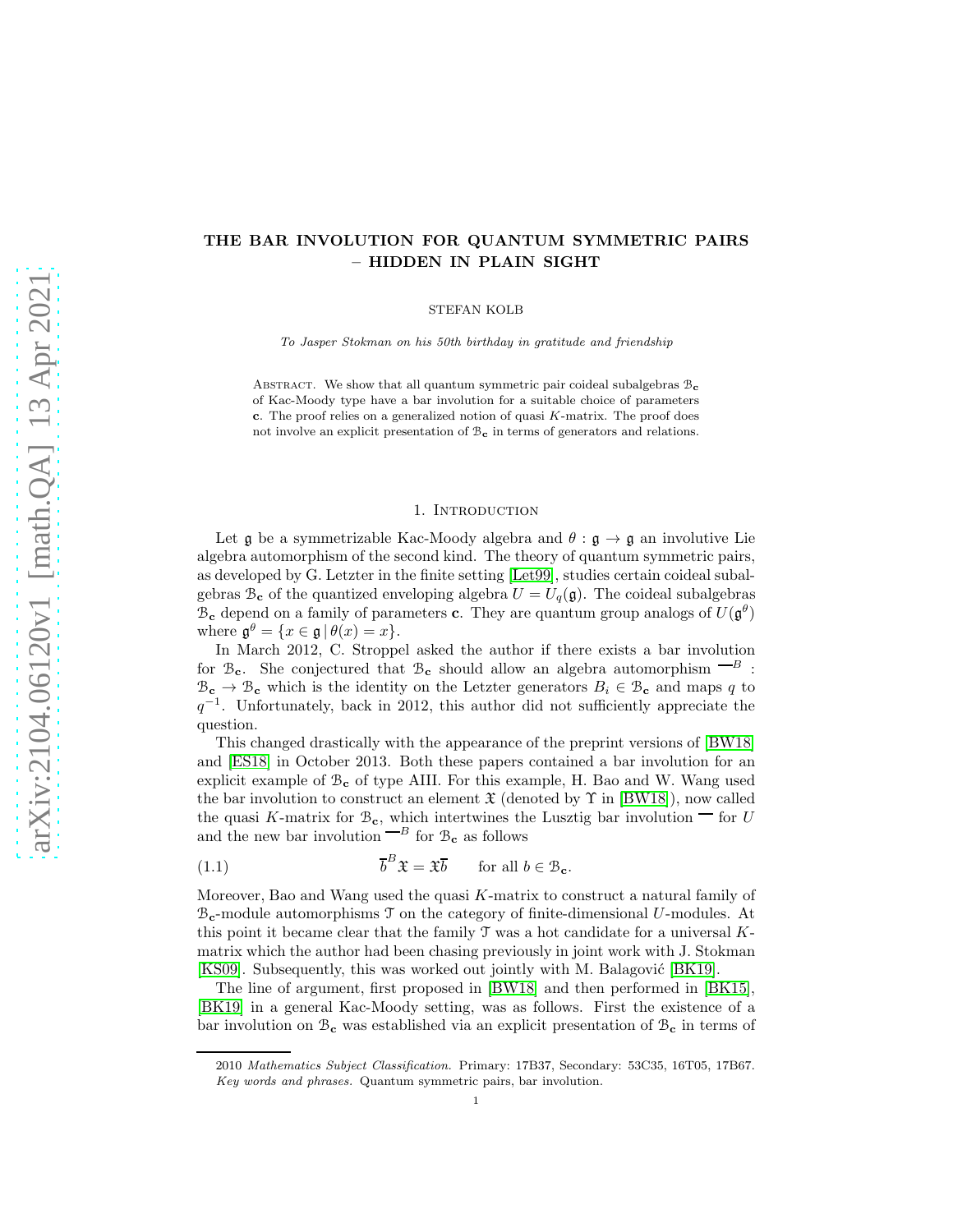# THE BAR INVOLUTION FOR QUANTUM SYMMETRIC PAIRS – HIDDEN IN PLAIN SIGHT

STEFAN KOLB

*To Jasper Stokman on his 50th birthday in gratitude and friendship*

ABSTRACT. We show that all quantum symmetric pair coideal subalgebras $\mathcal{B}_{\mathbf{c}}$ of Kac-Moody type have a bar involution for a suitable choice of parameters $\mathbf{c}$. The proof relies on a generalized notion of quasi $K$-matrix. The proof does not involve an explicit presentation of $\mathcal{B}_{\mathbf{c}}$ in terms of generators and relations.

## 1. Introduction

Let $\mathfrak{g}$ be a symmetrizable Kac-Moody algebra and $\theta : \mathfrak{g} \to \mathfrak{g}$ an involutive Lie algebra automorphism of the second kind. The theory of quantum symmetric pairs, as developed by G. Letzter in the finite setting [Let99], studies certain coideal subalgebras $\mathcal{B}_{\mathbf{c}}$ of the quantized enveloping algebra $U = U_q(\mathfrak{g})$. The coideal subalgebras $\mathcal{B}_{\mathbf{c}}$ depend on a family of parameters $\mathbf{c}$. They are quantum group analogs of $U(\mathfrak{g}^\theta)$ where $\mathfrak{g}^\theta = \{x \in \mathfrak{g} \mid \theta(x) = x\}$.

In March 2012, C. Stroppel asked the author if there exists a bar involution for $\mathcal{B}_{\mathbf{c}}$. She conjectured that $\mathcal{B}_{\mathbf{c}}$ should allow an algebra automorphism $\overline{\phantom{x}}^B : \mathcal{B}_{\mathbf{c}} \to \mathcal{B}_{\mathbf{c}}$ which is the identity on the Letzter generators $B_i \in \mathcal{B}_{\mathbf{c}}$ and maps $q$ to $q^{-1}$. Unfortunately, back in 2012, this author did not sufficiently appreciate the question.

This changed drastically with the appearance of the preprint versions of [BW18] and [ES18] in October 2013. Both these papers contained a bar involution for an explicit example of $\mathcal{B}_{\mathbf{c}}$ of type AIII. For this example, H. Bao and W. Wang used the bar involution to construct an element $\mathfrak{X}$ (denoted by $\Upsilon$ in [BW18]), now called the quasi $K$-matrix for $\mathcal{B}_{\mathbf{c}}$, which intertwines the Lusztig bar involution $\overline{\phantom{x}}$ for $U$ and the new bar involution $\overline{\phantom{x}}^B$ for $\mathcal{B}_{\mathbf{c}}$ as follows

$$\overline{b}^B \mathfrak{X} = \mathfrak{X}\overline{b} \qquad \text{for all } b \in \mathcal{B}_{\mathbf{c}}. \tag{1.1}$$

Moreover, Bao and Wang used the quasi $K$-matrix to construct a natural family of $\mathcal{B}_{\mathbf{c}}$-module automorphisms $\mathcal{T}$ on the category of finite-dimensional $U$-modules. At this point it became clear that the family $\mathcal{T}$ was a hot candidate for a universal $K$-matrix which the author had been chasing previously in joint work with J. Stokman [KS09]. Subsequently, this was worked out jointly with M. Balagović [BK19].

The line of argument, first proposed in [BW18] and then performed in [BK15], [BK19] in a general Kac-Moody setting, was as follows. First the existence of a bar involution on $\mathcal{B}_{\mathbf{c}}$ was established via an explicit presentation of $\mathcal{B}_{\mathbf{c}}$ in terms of

2010 *Mathematics Subject Classification.* Primary: 17B37, Secondary: 53C35, 16T05, 17B67.
*Key words and phrases.* Quantum symmetric pairs, bar involution.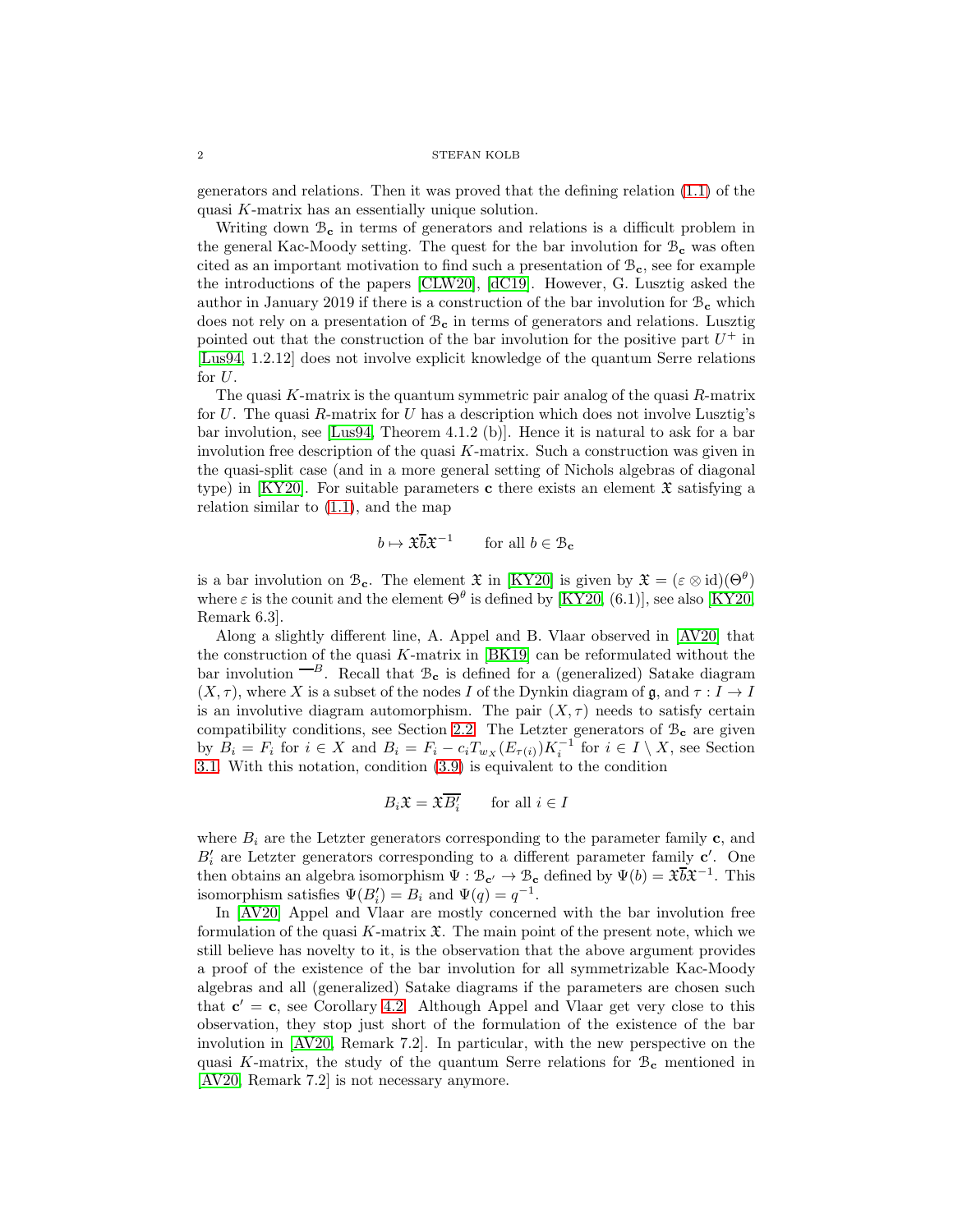generators and relations. Then it was proved that the defining relation (1.1) of the quasi $K$-matrix has an essentially unique solution.

Writing down $\mathcal{B}_{\mathbf{c}}$ in terms of generators and relations is a difficult problem in the general Kac-Moody setting. The quest for the bar involution for $\mathcal{B}_{\mathbf{c}}$ was often cited as an important motivation to find such a presentation of $\mathcal{B}_{\mathbf{c}}$, see for example the introductions of the papers [CLW20], [dC19]. However, G. Lusztig asked the author in January 2019 if there is a construction of the bar involution for $\mathcal{B}_{\mathbf{c}}$ which does not rely on a presentation of $\mathcal{B}_{\mathbf{c}}$ in terms of generators and relations. Lusztig pointed out that the construction of the bar involution for the positive part $U^+$ in [Lus94, 1.2.12] does not involve explicit knowledge of the quantum Serre relations for $U$.

The quasi $K$-matrix is the quantum symmetric pair analog of the quasi $R$-matrix for $U$. The quasi $R$-matrix for $U$ has a description which does not involve Lusztig's bar involution, see [Lus94, Theorem 4.1.2 (b)]. Hence it is natural to ask for a bar involution free description of the quasi $K$-matrix. Such a construction was given in the quasi-split case (and in a more general setting of Nichols algebras of diagonal type) in [KY20]. For suitable parameters $\mathbf{c}$ there exists an element $\mathfrak{X}$ satisfying a relation similar to (1.1), and the map

$$b \mapsto \mathfrak{X}\overline{b}\mathfrak{X}^{-1} \qquad \text{for all } b \in \mathcal{B}_{\mathbf{c}}$$

is a bar involution on $\mathcal{B}_{\mathbf{c}}$. The element $\mathfrak{X}$ in [KY20] is given by $\mathfrak{X} = (\varepsilon \otimes \mathrm{id})(\Theta^\theta)$ where $\varepsilon$ is the counit and the element $\Theta^\theta$ is defined by [KY20, (6.1)], see also [KY20, Remark 6.3].

Along a slightly different line, A. Appel and B. Vlaar observed in [AV20] that the construction of the quasi $K$-matrix in [BK19] can be reformulated without the bar involution $\overline{\phantom{x}}^B$. Recall that $\mathcal{B}_{\mathbf{c}}$ is defined for a (generalized) Satake diagram $(X, \tau)$, where $X$ is a subset of the nodes $I$ of the Dynkin diagram of $\mathfrak{g}$, and $\tau : I \to I$ is an involutive diagram automorphism. The pair $(X, \tau)$ needs to satisfy certain compatibility conditions, see Section 2.2. The Letzter generators of $\mathcal{B}_{\mathbf{c}}$ are given by $B_i = F_i$ for $i \in X$ and $B_i = F_i - c_i T_{w_X}(E_{\tau(i)})K_i^{-1}$ for $i \in I \setminus X$, see Section 3.1. With this notation, condition (3.9) is equivalent to the condition

$$B_i \mathfrak{X} = \mathfrak{X}\overline{B_i'} \qquad \text{for all } i \in I$$

where $B_i$ are the Letzter generators corresponding to the parameter family $\mathbf{c}$, and $B_i'$ are Letzter generators corresponding to a different parameter family $\mathbf{c}'$. One then obtains an algebra isomorphism $\Psi : \mathcal{B}_{\mathbf{c}'} \to \mathcal{B}_{\mathbf{c}}$ defined by $\Psi(b) = \mathfrak{X}\overline{b}\mathfrak{X}^{-1}$. This isomorphism satisfies $\Psi(B_i') = B_i$ and $\Psi(q) = q^{-1}$.

In [AV20] Appel and Vlaar are mostly concerned with the bar involution free formulation of the quasi $K$-matrix $\mathfrak{X}$. The main point of the present note, which we still believe has novelty to it, is the observation that the above argument provides a proof of the existence of the bar involution for all symmetrizable Kac-Moody algebras and all (generalized) Satake diagrams if the parameters are chosen such that $\mathbf{c}' = \mathbf{c}$, see Corollary 4.2. Although Appel and Vlaar get very close to this observation, they stop just short of the formulation of the existence of the bar involution in [AV20, Remark 7.2]. In particular, with the new perspective on the quasi $K$-matrix, the study of the quantum Serre relations for $\mathcal{B}_{\mathbf{c}}$ mentioned in [AV20, Remark 7.2] is not necessary anymore.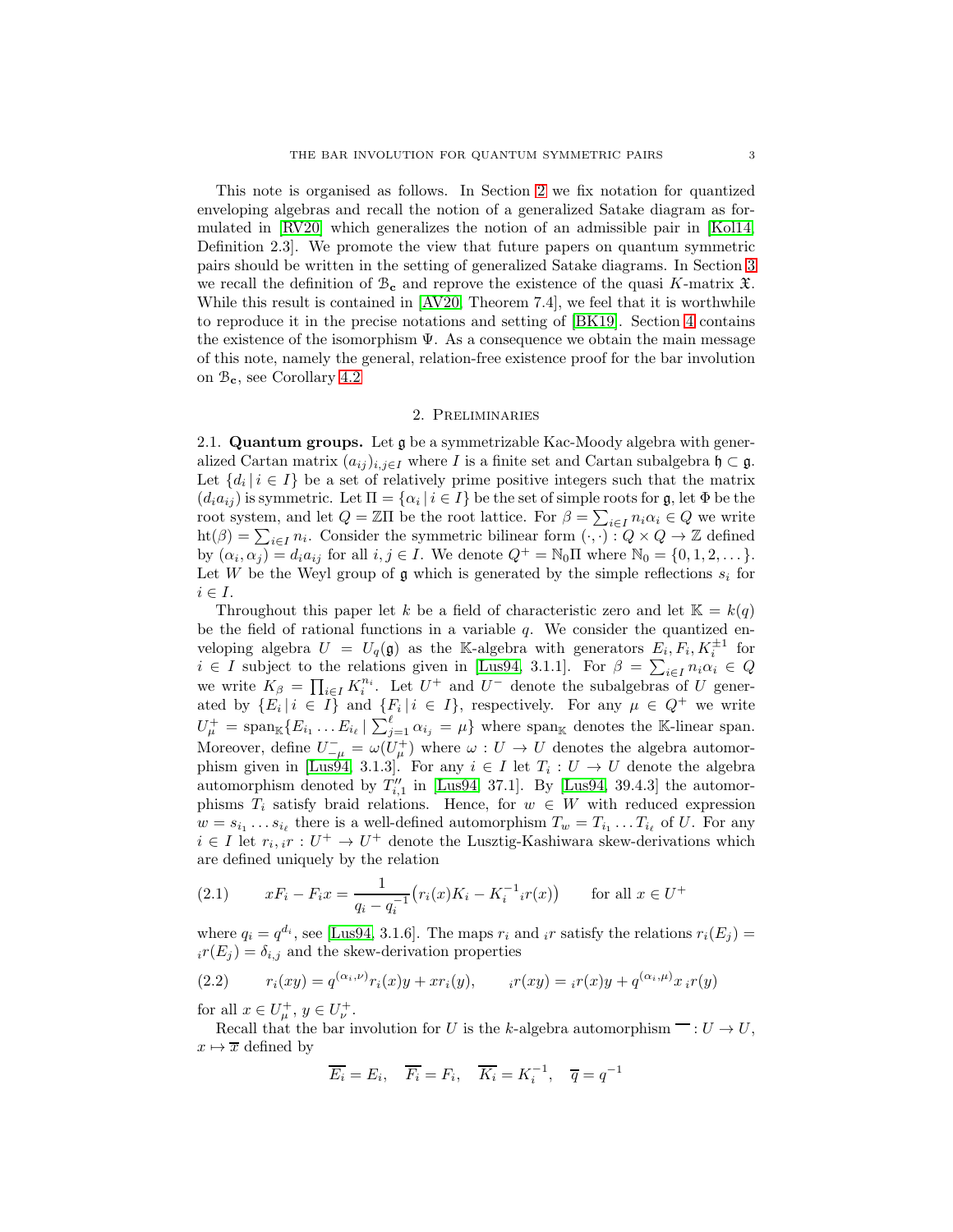This note is organised as follows. In Section 2 we fix notation for quantized enveloping algebras and recall the notion of a generalized Satake diagram as formulated in [RV20] which generalizes the notion of an admissible pair in [Kol14, Definition 2.3]. We promote the view that future papers on quantum symmetric pairs should be written in the setting of generalized Satake diagrams. In Section 3 we recall the definition of $\mathcal{B}_{\mathbf{c}}$ and reprove the existence of the quasi $K$-matrix $\mathfrak{X}$. While this result is contained in [AV20, Theorem 7.4], we feel that it is worthwhile to reproduce it in the precise notations and setting of [BK19]. Section 4 contains the existence of the isomorphism $\Psi$. As a consequence we obtain the main message of this note, namely the general, relation-free existence proof for the bar involution on $\mathcal{B}_{\mathbf{c}}$, see Corollary 4.2.

## 2. Preliminaries

**2.1. Quantum groups.** Let $\mathfrak{g}$ be a symmetrizable Kac-Moody algebra with generalized Cartan matrix $(a_{ij})_{i,j\in I}$ where $I$ is a finite set and Cartan subalgebra $\mathfrak{h}\subset\mathfrak{g}$. Let $\{d_i\,|\,i\in I\}$ be a set of relatively prime positive integers such that the matrix $(d_i a_{ij})$ is symmetric. Let $\Pi=\{\alpha_i\,|\,i\in I\}$ be the set of simple roots for $\mathfrak{g}$, let $\Phi$ be the root system, and let $Q=\mathbb{Z}\Pi$ be the root lattice. For $\beta=\sum_{i\in I}n_i\alpha_i\in Q$ we write $\mathrm{ht}(\beta)=\sum_{i\in I}n_i$. Consider the symmetric bilinear form $(\cdot,\cdot):Q\times Q\to\mathbb{Z}$ defined by $(\alpha_i,\alpha_j)=d_i a_{ij}$ for all $i,j\in I$. We denote $Q^+=\mathbb{N}_0\Pi$ where $\mathbb{N}_0=\{0,1,2,\dots\}$. Let $W$ be the Weyl group of $\mathfrak{g}$ which is generated by the simple reflections $s_i$ for $i\in I$.

Throughout this paper let $k$ be a field of characteristic zero and let $\mathbb{K}=k(q)$ be the field of rational functions in a variable $q$. We consider the quantized enveloping algebra $U=U_q(\mathfrak{g})$ as the $\mathbb{K}$-algebra with generators $E_i,F_i,K_i^{\pm1}$ for $i\in I$ subject to the relations given in [Lus94, 3.1.1]. For $\beta=\sum_{i\in I}n_i\alpha_i\in Q$ we write $K_\beta=\prod_{i\in I}K_i^{n_i}$. Let $U^+$ and $U^-$ denote the subalgebras of $U$ generated by $\{E_i\,|\,i\in I\}$ and $\{F_i\,|\,i\in I\}$, respectively. For any $\mu\in Q^+$ we write $U^+_\mu=\mathrm{span}_{\mathbb{K}}\{E_{i_1}\dots E_{i_\ell}\,|\,\sum_{j=1}^{\ell}\alpha_{i_j}=\mu\}$ where $\mathrm{span}_{\mathbb{K}}$ denotes the $\mathbb{K}$-linear span. Moreover, define $U^-_{-\mu}=\omega(U^+_\mu)$ where $\omega:U\to U$ denotes the algebra automorphism given in [Lus94, 3.1.3]. For any $i\in I$ let $T_i:U\to U$ denote the algebra automorphism denoted by $T''_{i,1}$ in [Lus94, 37.1]. By [Lus94, 39.4.3] the automorphisms $T_i$ satisfy braid relations. Hence, for $w\in W$ with reduced expression $w=s_{i_1}\dots s_{i_\ell}$ there is a well-defined automorphism $T_w=T_{i_1}\dots T_{i_\ell}$ of $U$. For any $i\in I$ let $r_i,{}_ir:U^+\to U^+$ denote the Lusztig-Kashiwara skew-derivations which are defined uniquely by the relation

$$xF_i-F_ix=\frac{1}{q_i-q_i^{-1}}\big(r_i(x)K_i-K_i^{-1}{}_ir(x)\big)\qquad\text{for all } x\in U^+ \tag{2.1}$$

where $q_i=q^{d_i}$, see [Lus94, 3.1.6]. The maps $r_i$ and ${}_ir$ satisfy the relations $r_i(E_j)={}_ir(E_j)=\delta_{i,j}$ and the skew-derivation properties

$$r_i(xy)=q^{(\alpha_i,\nu)}r_i(x)y+xr_i(y),\qquad {}_ir(xy)={}_ir(x)y+q^{(\alpha_i,\mu)}x\,{}_ir(y) \tag{2.2}$$

for all $x\in U^+_\mu$, $y\in U^+_\nu$.

Recall that the bar involution for $U$ is the $k$-algebra automorphism $\overline{\phantom{x}}:U\to U$, $x\mapsto\overline{x}$ defined by

$$\overline{E_i}=E_i,\quad \overline{F_i}=F_i,\quad \overline{K_i}=K_i^{-1},\quad \overline{q}=q^{-1}$$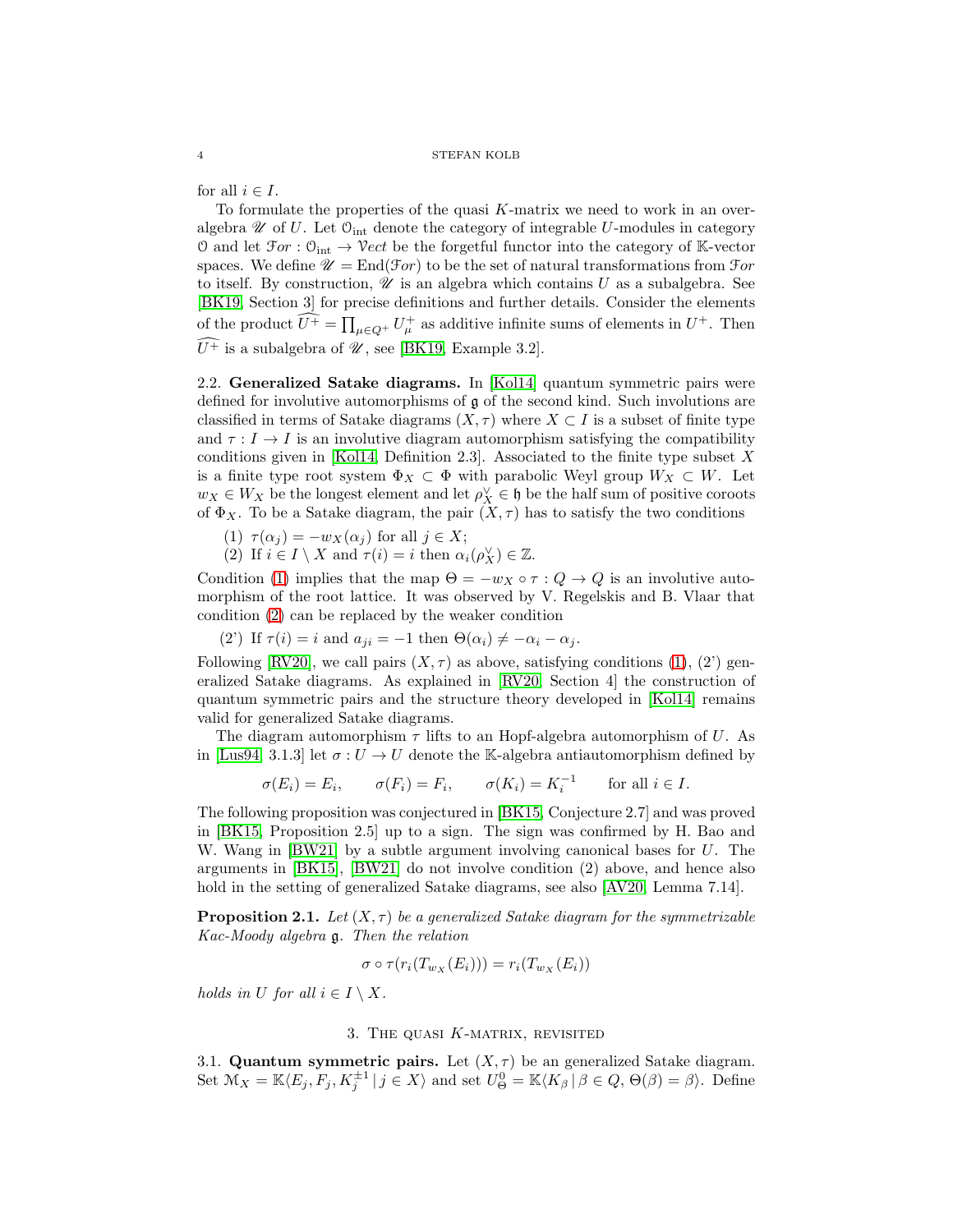for all $i \in I$.

To formulate the properties of the quasi $K$-matrix we need to work in an overalgebra $\mathscr{U}$ of $U$. Let $\mathcal{O}_{\mathrm{int}}$ denote the category of integrable $U$-modules in category $\mathcal{O}$ and let $\mathcal{F}or : \mathcal{O}_{\mathrm{int}} \to \mathcal{V}ect$ be the forgetful functor into the category of $\mathbb{K}$-vector spaces. We define $\mathscr{U} = \mathrm{End}(\mathcal{F}or)$ to be the set of natural transformations from $\mathcal{F}or$ to itself. By construction, $\mathscr{U}$ is an algebra which contains $U$ as a subalgebra. See [BK19, Section 3] for precise definitions and further details. Consider the elements of the product $\widehat{U^+} = \prod_{\mu \in Q^+} U^+_\mu$ as additive infinite sums of elements in $U^+$. Then $\widehat{U^+}$ is a subalgebra of $\mathscr{U}$, see [BK19, Example 3.2].

2.2. **Generalized Satake diagrams.** In [Kol14] quantum symmetric pairs were defined for involutive automorphisms of $\mathfrak{g}$ of the second kind. Such involutions are classified in terms of Satake diagrams $(X, \tau)$ where $X \subset I$ is a subset of finite type and $\tau : I \to I$ is an involutive diagram automorphism satisfying the compatibility conditions given in [Kol14, Definition 2.3]. Associated to the finite type subset $X$ is a finite type root system $\Phi_X \subset \Phi$ with parabolic Weyl group $W_X \subset W$. Let $w_X \in W_X$ be the longest element and let $\rho^\vee_X \in \mathfrak{h}$ be the half sum of positive coroots of $\Phi_X$. To be a Satake diagram, the pair $(X, \tau)$ has to satisfy the two conditions

(1) $\tau(\alpha_j) = -w_X(\alpha_j)$ for all $j \in X$;
(2) If $i \in I \setminus X$ and $\tau(i) = i$ then $\alpha_i(\rho^\vee_X) \in \mathbb{Z}$.

Condition (1) implies that the map $\Theta = -w_X \circ \tau : Q \to Q$ is an involutive automorphism of the root lattice. It was observed by V. Regelskis and B. Vlaar that condition (2) can be replaced by the weaker condition

(2') If $\tau(i) = i$ and $a_{ji} = -1$ then $\Theta(\alpha_i) \neq -\alpha_i - \alpha_j$.

Following [RV20], we call pairs $(X, \tau)$ as above, satisfying conditions (1), (2') generalized Satake diagrams. As explained in [RV20, Section 4] the construction of quantum symmetric pairs and the structure theory developed in [Kol14] remains valid for generalized Satake diagrams.

The diagram automorphism $\tau$ lifts to an Hopf-algebra automorphism of $U$. As in [Lus94, 3.1.3] let $\sigma : U \to U$ denote the $\mathbb{K}$-algebra antiautomorphism defined by

$$\sigma(E_i) = E_i, \qquad \sigma(F_i) = F_i, \qquad \sigma(K_i) = K_i^{-1} \qquad \text{for all } i \in I.$$

The following proposition was conjectured in [BK15, Conjecture 2.7] and was proved in [BK15, Proposition 2.5] up to a sign. The sign was confirmed by H. Bao and W. Wang in [BW21] by a subtle argument involving canonical bases for $U$. The arguments in [BK15], [BW21] do not involve condition (2) above, and hence also hold in the setting of generalized Satake diagrams, see also [AV20, Lemma 7.14].

**Proposition 2.1.** *Let $(X, \tau)$ be a generalized Satake diagram for the symmetrizable Kac-Moody algebra $\mathfrak{g}$. Then the relation*

$$\sigma \circ \tau(r_i(T_{w_X}(E_i))) = r_i(T_{w_X}(E_i))$$

*holds in $U$ for all $i \in I \setminus X$.*

## 3. The quasi $K$-matrix, revisited

3.1. **Quantum symmetric pairs.** Let $(X, \tau)$ be an generalized Satake diagram. Set $\mathcal{M}_X = \mathbb{K}\langle E_j, F_j, K_j^{\pm 1} \,|\, j \in X \rangle$ and set $U^0_\Theta = \mathbb{K}\langle K_\beta \,|\, \beta \in Q,\, \Theta(\beta) = \beta \rangle$. Define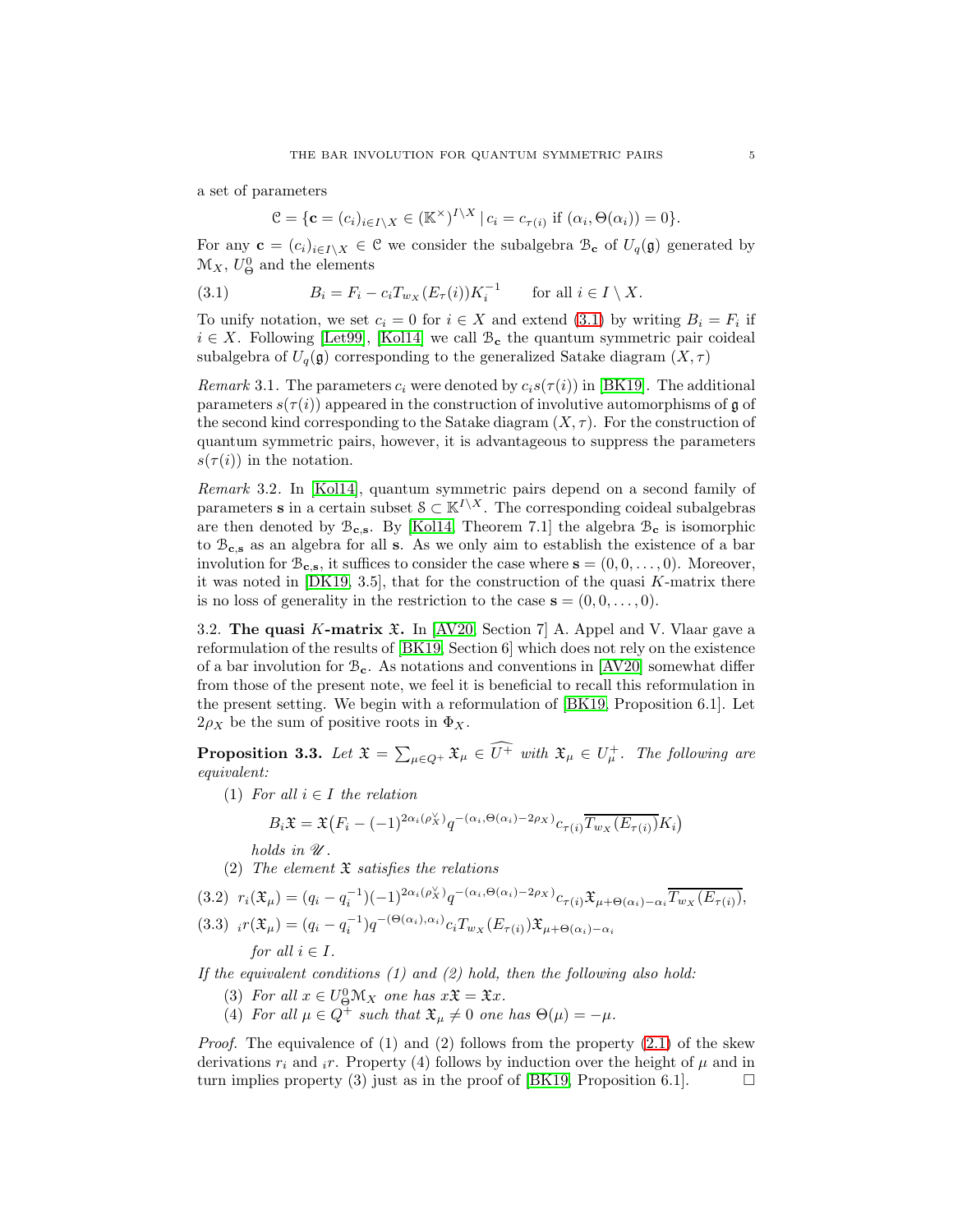a set of parameters

$$\mathcal{C} = \{\mathbf{c} = (c_i)_{i\in I\setminus X} \in (\mathbb{K}^\times)^{I\setminus X} \mid c_i = c_{\tau(i)} \text{ if } (\alpha_i, \Theta(\alpha_i)) = 0\}.$$

For any $\mathbf{c} = (c_i)_{i\in I\setminus X} \in \mathcal{C}$ we consider the subalgebra $\mathcal{B}_\mathbf{c}$ of $U_q(\mathfrak{g})$ generated by $\mathcal{M}_X$, $U^0_\Theta$ and the elements

$$B_i = F_i - c_i T_{w_X}(E_\tau(i))K_i^{-1} \qquad \text{for all } i \in I\setminus X. \tag{3.1}$$

To unify notation, we set $c_i = 0$ for $i \in X$ and extend (3.1) by writing $B_i = F_i$ if $i \in X$. Following [Let99], [Kol14] we call $\mathcal{B}_\mathbf{c}$ the quantum symmetric pair coideal subalgebra of $U_q(\mathfrak{g})$ corresponding to the generalized Satake diagram $(X,\tau)$

*Remark* 3.1. The parameters $c_i$ were denoted by $c_i s(\tau(i))$ in [BK19]. The additional parameters $s(\tau(i))$ appeared in the construction of involutive automorphisms of $\mathfrak{g}$ of the second kind corresponding to the Satake diagram $(X,\tau)$. For the construction of quantum symmetric pairs, however, it is advantageous to suppress the parameters $s(\tau(i))$ in the notation.

*Remark* 3.2. In [Kol14], quantum symmetric pairs depend on a second family of parameters $\mathbf{s}$ in a certain subset $\mathcal{S} \subset \mathbb{K}^{I\setminus X}$. The corresponding coideal subalgebras are then denoted by $\mathcal{B}_{\mathbf{c},\mathbf{s}}$. By [Kol14, Theorem 7.1] the algebra $\mathcal{B}_\mathbf{c}$ is isomorphic to $\mathcal{B}_{\mathbf{c},\mathbf{s}}$ as an algebra for all $\mathbf{s}$. As we only aim to establish the existence of a bar involution for $\mathcal{B}_{\mathbf{c},\mathbf{s}}$, it suffices to consider the case where $\mathbf{s} = (0,0,\dots,0)$. Moreover, it was noted in [DK19, 3.5], that for the construction of the quasi $K$-matrix there is no loss of generality in the restriction to the case $\mathbf{s} = (0,0,\dots,0)$.

3.2. **The quasi $K$-matrix $\mathfrak{X}$.** In [AV20, Section 7] A. Appel and V. Vlaar gave a reformulation of the results of [BK19, Section 6] which does not rely on the existence of a bar involution for $\mathcal{B}_\mathbf{c}$. As notations and conventions in [AV20] somewhat differ from those of the present note, we feel it is beneficial to recall this reformulation in the present setting. We begin with a reformulation of [BK19, Proposition 6.1]. Let $2\rho_X$ be the sum of positive roots in $\Phi_X$.

**Proposition 3.3.** *Let $\mathfrak{X} = \sum_{\mu\in Q^+}\mathfrak{X}_\mu \in \widehat{U^+}$ with $\mathfrak{X}_\mu \in U^+_\mu$. The following are equivalent:*

1. *For all $i \in I$ the relation*
$$B_i\mathfrak{X} = \mathfrak{X}\big(F_i - (-1)^{2\alpha_i(\rho_X^\vee)}q^{-(\alpha_i,\Theta(\alpha_i)-2\rho_X)}c_{\tau(i)}\overline{T_{w_X}(E_{\tau(i)})}K_i\big)$$
*holds in $\mathscr{U}$.*
2. *The element $\mathfrak{X}$ satisfies the relations*

$$r_i(\mathfrak{X}_\mu) = (q_i - q_i^{-1})(-1)^{2\alpha_i(\rho_X^\vee)}q^{-(\alpha_i,\Theta(\alpha_i)-2\rho_X)}c_{\tau(i)}\mathfrak{X}_{\mu+\Theta(\alpha_i)-\alpha_i}\overline{T_{w_X}(E_{\tau(i)})}, \tag{3.2}$$

$$ {}_ir(\mathfrak{X}_\mu) = (q_i - q_i^{-1})q^{-(\Theta(\alpha_i),\alpha_i)}c_i T_{w_X}(E_{\tau(i)})\mathfrak{X}_{\mu+\Theta(\alpha_i)-\alpha_i} \tag{3.3}$$

*for all $i \in I$.*

*If the equivalent conditions (1) and (2) hold, then the following also hold:*

3. *For all $x \in U^0_\Theta\mathcal{M}_X$ one has $x\mathfrak{X} = \mathfrak{X}x$.*
4. *For all $\mu \in Q^+$ such that $\mathfrak{X}_\mu \neq 0$ one has $\Theta(\mu) = -\mu$.*

*Proof.* The equivalence of (1) and (2) follows from the property (2.1) of the skew derivations $r_i$ and ${}_ir$. Property (4) follows by induction over the height of $\mu$ and in turn implies property (3) just as in the proof of [BK19, Proposition 6.1]. $\square$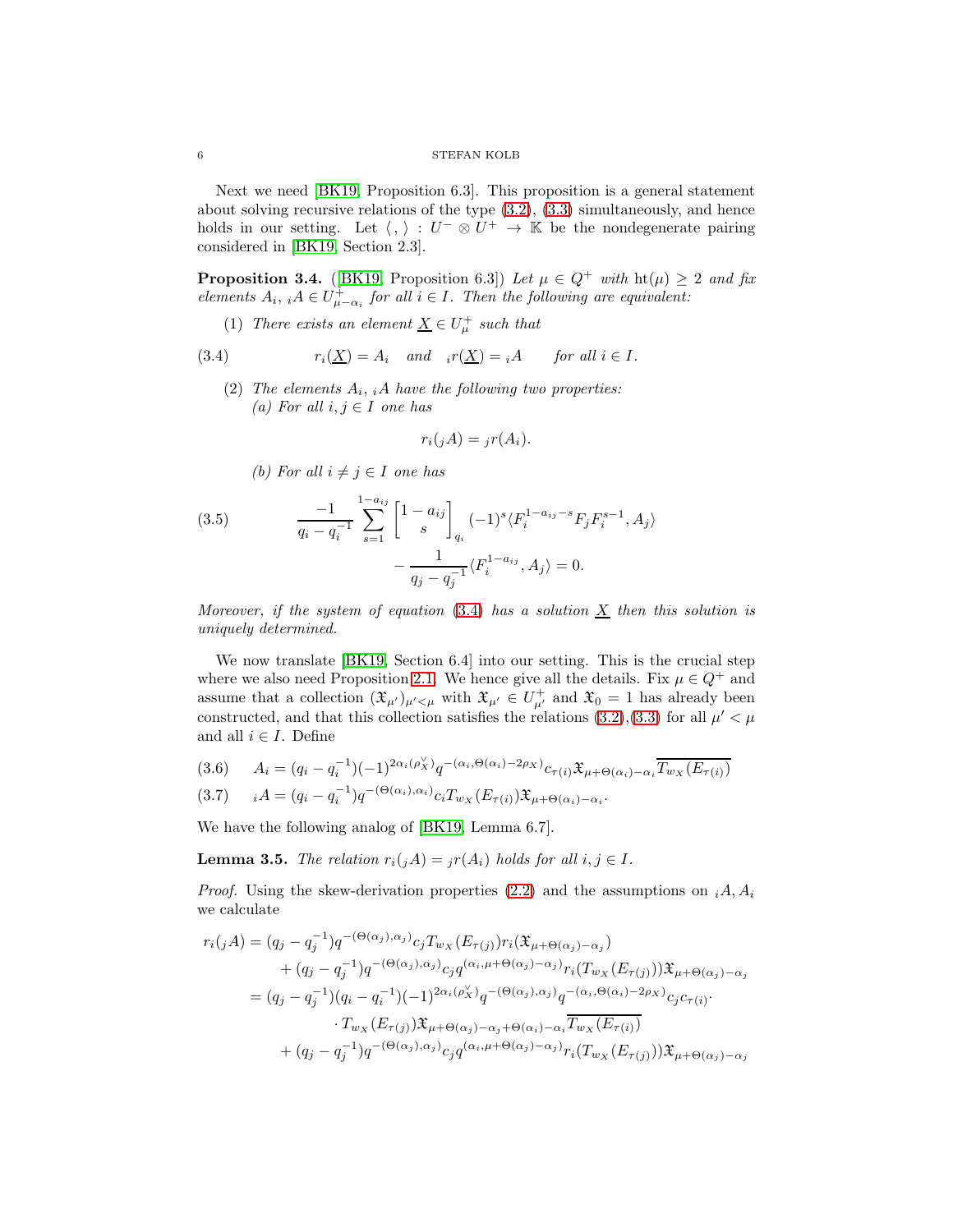Next we need [BK19, Proposition 6.3]. This proposition is a general statement about solving recursive relations of the type (3.2), (3.3) simultaneously, and hence holds in our setting. Let $\langle\, , \rangle : U^- \otimes U^+ \to \mathbb{K}$ be the nondegenerate pairing considered in [BK19, Section 2.3].

**Proposition 3.4.** ([BK19, Proposition 6.3]) *Let $\mu \in Q^+$ with $\mathrm{ht}(\mu) \geq 2$ and fix elements $A_i, {}_iA \in U^+_{\mu-\alpha_i}$ for all $i \in I$. Then the following are equivalent:*

(1) *There exists an element $\underline{X} \in U^+_\mu$ such that*

$$r_i(\underline{X}) = A_i \quad \text{and} \quad {}_ir(\underline{X}) = {}_iA \qquad \text{for all } i \in I. \tag{3.4}$$

(2) *The elements $A_i, {}_iA$ have the following two properties:*
*(a) For all $i, j \in I$ one has*

$$r_i({}_jA) = {}_jr(A_i).$$

*(b) For all $i \neq j \in I$ one has*

$$\frac{-1}{q_i - q_i^{-1}} \sum_{s=1}^{1-a_{ij}} \begin{bmatrix} 1-a_{ij} \\ s \end{bmatrix}_{q_i} (-1)^s \langle F_i^{1-a_{ij}-s} F_j F_i^{s-1}, A_j \rangle - \frac{1}{q_j - q_j^{-1}} \langle F_i^{1-a_{ij}}, A_j \rangle = 0. \tag{3.5}$$

*Moreover, if the system of equation (3.4) has a solution $\underline{X}$ then this solution is uniquely determined.*

We now translate [BK19, Section 6.4] into our setting. This is the crucial step where we also need Proposition 2.1. We hence give all the details. Fix $\mu \in Q^+$ and assume that a collection $(\mathfrak{X}_{\mu'})_{\mu'<\mu}$ with $\mathfrak{X}_{\mu'} \in U^+_{\mu'}$ and $\mathfrak{X}_0 = 1$ has already been constructed, and that this collection satisfies the relations (3.2),(3.3) for all $\mu' < \mu$ and all $i \in I$. Define

$$A_i = (q_i - q_i^{-1})(-1)^{2\alpha_i(\rho_X^\vee)} q^{-(\alpha_i, \Theta(\alpha_i) - 2\rho_X)} c_{\tau(i)} \mathfrak{X}_{\mu+\Theta(\alpha_i)-\alpha_i} \overline{T_{w_X}(E_{\tau(i)})} \tag{3.6}$$

$${}_iA = (q_i - q_i^{-1}) q^{-(\Theta(\alpha_i), \alpha_i)} c_i T_{w_X}(E_{\tau(i)}) \mathfrak{X}_{\mu+\Theta(\alpha_i)-\alpha_i}. \tag{3.7}$$

We have the following analog of [BK19, Lemma 6.7].

**Lemma 3.5.** *The relation $r_i({}_jA) = {}_jr(A_i)$ holds for all $i, j \in I$.*

*Proof.* Using the skew-derivation properties (2.2) and the assumptions on ${}_iA, A_i$ we calculate

$$\begin{aligned}
r_i({}_jA) &= (q_j - q_j^{-1}) q^{-(\Theta(\alpha_j), \alpha_j)} c_j T_{w_X}(E_{\tau(j)}) r_i(\mathfrak{X}_{\mu+\Theta(\alpha_j)-\alpha_j}) \\
&\quad + (q_j - q_j^{-1}) q^{-(\Theta(\alpha_j), \alpha_j)} c_j q^{(\alpha_i, \mu+\Theta(\alpha_j)-\alpha_j)} r_i(T_{w_X}(E_{\tau(j)})) \mathfrak{X}_{\mu+\Theta(\alpha_j)-\alpha_j} \\
&= (q_j - q_j^{-1})(q_i - q_i^{-1})(-1)^{2\alpha_i(\rho_X^\vee)} q^{-(\Theta(\alpha_j), \alpha_j)} q^{-(\alpha_i, \Theta(\alpha_i) - 2\rho_X)} c_j c_{\tau(i)} \cdot \\
&\qquad \cdot T_{w_X}(E_{\tau(j)}) \mathfrak{X}_{\mu+\Theta(\alpha_j)-\alpha_j+\Theta(\alpha_i)-\alpha_i} \overline{T_{w_X}(E_{\tau(i)})} \\
&\quad + (q_j - q_j^{-1}) q^{-(\Theta(\alpha_j), \alpha_j)} c_j q^{(\alpha_i, \mu+\Theta(\alpha_j)-\alpha_j)} r_i(T_{w_X}(E_{\tau(j)})) \mathfrak{X}_{\mu+\Theta(\alpha_j)-\alpha_j}
\end{aligned}$$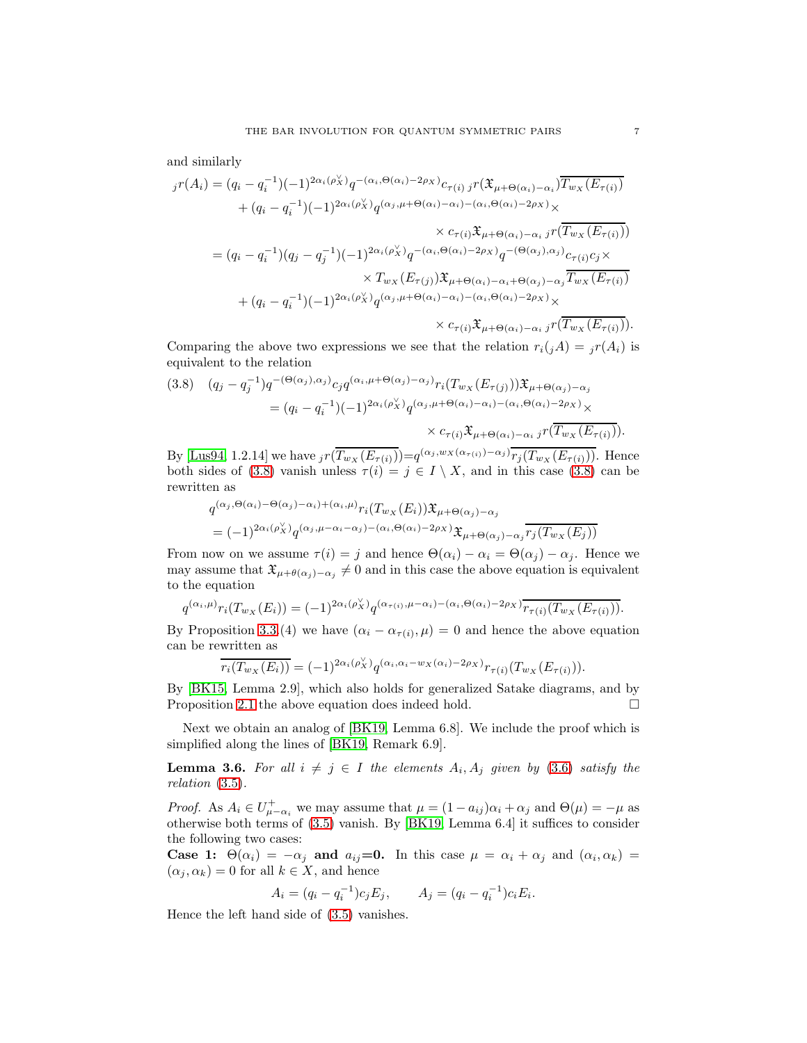and similarly

$$
\begin{aligned}
{}_jr(A_i) &= (q_i - q_i^{-1})(-1)^{2\alpha_i(\rho_X^\vee)} q^{-(\alpha_i, \Theta(\alpha_i) - 2\rho_X)} c_{\tau(i)}\, {}_jr(\mathfrak{X}_{\mu+\Theta(\alpha_i)-\alpha_i}) \overline{T_{w_X}(E_{\tau(i)})} \\
&\quad + (q_i - q_i^{-1})(-1)^{2\alpha_i(\rho_X^\vee)} q^{(\alpha_j, \mu+\Theta(\alpha_i)-\alpha_i) - (\alpha_i, \Theta(\alpha_i) - 2\rho_X)} \times \\
&\qquad\qquad \times c_{\tau(i)} \mathfrak{X}_{\mu+\Theta(\alpha_i)-\alpha_i}\, {}_jr(\overline{T_{w_X}(E_{\tau(i)})}) \\
&= (q_i - q_i^{-1})(q_j - q_j^{-1})(-1)^{2\alpha_i(\rho_X^\vee)} q^{-(\alpha_i, \Theta(\alpha_i) - 2\rho_X)} q^{-(\Theta(\alpha_j), \alpha_j)} c_{\tau(i)} c_j \times \\
&\qquad\qquad \times T_{w_X}(E_{\tau(j)}) \mathfrak{X}_{\mu+\Theta(\alpha_i)-\alpha_i+\Theta(\alpha_j)-\alpha_j} \overline{T_{w_X}(E_{\tau(i)})} \\
&\quad + (q_i - q_i^{-1})(-1)^{2\alpha_i(\rho_X^\vee)} q^{(\alpha_j, \mu+\Theta(\alpha_i)-\alpha_i) - (\alpha_i, \Theta(\alpha_i) - 2\rho_X)} \times \\
&\qquad\qquad \times c_{\tau(i)} \mathfrak{X}_{\mu+\Theta(\alpha_i)-\alpha_i}\, {}_jr(\overline{T_{w_X}(E_{\tau(i)})}).
\end{aligned}
$$

Comparing the above two expressions we see that the relation $r_i({}_jA) = {}_jr(A_i)$ is equivalent to the relation

$$
\begin{aligned}
(3.8)\quad (q_j - q_j^{-1}) q^{-(\Theta(\alpha_j), \alpha_j)} c_j q^{(\alpha_i, \mu+\Theta(\alpha_j)-\alpha_j)} r_i(T_{w_X}(E_{\tau(j)})) \mathfrak{X}_{\mu+\Theta(\alpha_j)-\alpha_j} \\
= (q_i - q_i^{-1})(-1)^{2\alpha_i(\rho_X^\vee)} q^{(\alpha_j, \mu+\Theta(\alpha_i)-\alpha_i) - (\alpha_i, \Theta(\alpha_i) - 2\rho_X)} \times \\
\times c_{\tau(i)} \mathfrak{X}_{\mu+\Theta(\alpha_i)-\alpha_i}\, {}_jr(\overline{T_{w_X}(E_{\tau(i)})}).
\end{aligned}
$$

By [Lus94, 1.2.14] we have ${}_jr(\overline{T_{w_X}(E_{\tau(i)})}) = q^{(\alpha_j, w_X(\alpha_{\tau(i)}) - \alpha_j)} \overline{r_j(T_{w_X}(E_{\tau(i)}))}$. Hence both sides of (3.8) vanish unless $\tau(i) = j \in I \setminus X$, and in this case (3.8) can be rewritten as

$$
\begin{aligned}
&q^{(\alpha_j, \Theta(\alpha_i) - \Theta(\alpha_j) - \alpha_i) + (\alpha_i, \mu)} r_i(T_{w_X}(E_i)) \mathfrak{X}_{\mu+\Theta(\alpha_j)-\alpha_j} \\
&= (-1)^{2\alpha_i(\rho_X^\vee)} q^{(\alpha_j, \mu - \alpha_i - \alpha_j) - (\alpha_i, \Theta(\alpha_i) - 2\rho_X)} \mathfrak{X}_{\mu+\Theta(\alpha_j)-\alpha_j} \overline{r_j(T_{w_X}(E_j))}
\end{aligned}
$$

From now on we assume $\tau(i) = j$ and hence $\Theta(\alpha_i) - \alpha_i = \Theta(\alpha_j) - \alpha_j$. Hence we may assume that $\mathfrak{X}_{\mu+\theta(\alpha_j)-\alpha_j} \neq 0$ and in this case the above equation is equivalent to the equation

$$
q^{(\alpha_i, \mu)} r_i(T_{w_X}(E_i)) = (-1)^{2\alpha_i(\rho_X^\vee)} q^{(\alpha_{\tau(i)}, \mu - \alpha_i) - (\alpha_i, \Theta(\alpha_i) - 2\rho_X)} \overline{r_{\tau(i)}(T_{w_X}(E_{\tau(i)}))}.
$$

By Proposition 3.3.(4) we have $(\alpha_i - \alpha_{\tau(i)}, \mu) = 0$ and hence the above equation can be rewritten as

$$
\overline{r_i(T_{w_X}(E_i))} = (-1)^{2\alpha_i(\rho_X^\vee)} q^{(\alpha_i, \alpha_i - w_X(\alpha_i) - 2\rho_X)} r_{\tau(i)}(T_{w_X}(E_{\tau(i)})).
$$

By [BK15, Lemma 2.9], which also holds for generalized Satake diagrams, and by Proposition 2.1 the above equation does indeed hold. $\square$

Next we obtain an analog of [BK19, Lemma 6.8]. We include the proof which is simplified along the lines of [BK19, Remark 6.9].

**Lemma 3.6.** *For all $i \neq j \in I$ the elements $A_i, A_j$ given by (3.6) satisfy the relation (3.5).*

*Proof.* As $A_i \in U^+_{\mu-\alpha_i}$ we may assume that $\mu = (1 - a_{ij})\alpha_i + \alpha_j$ and $\Theta(\mu) = -\mu$ as otherwise both terms of (3.5) vanish. By [BK19, Lemma 6.4] it suffices to consider the following two cases:

**Case 1: $\Theta(\alpha_i) = -\alpha_j$ and $a_{ij}$=0.** In this case $\mu = \alpha_i + \alpha_j$ and $(\alpha_i, \alpha_k) = (\alpha_j, \alpha_k) = 0$ for all $k \in X$, and hence

$$
A_i = (q_i - q_i^{-1}) c_j E_j, \qquad A_j = (q_i - q_i^{-1}) c_i E_i.
$$

Hence the left hand side of (3.5) vanishes.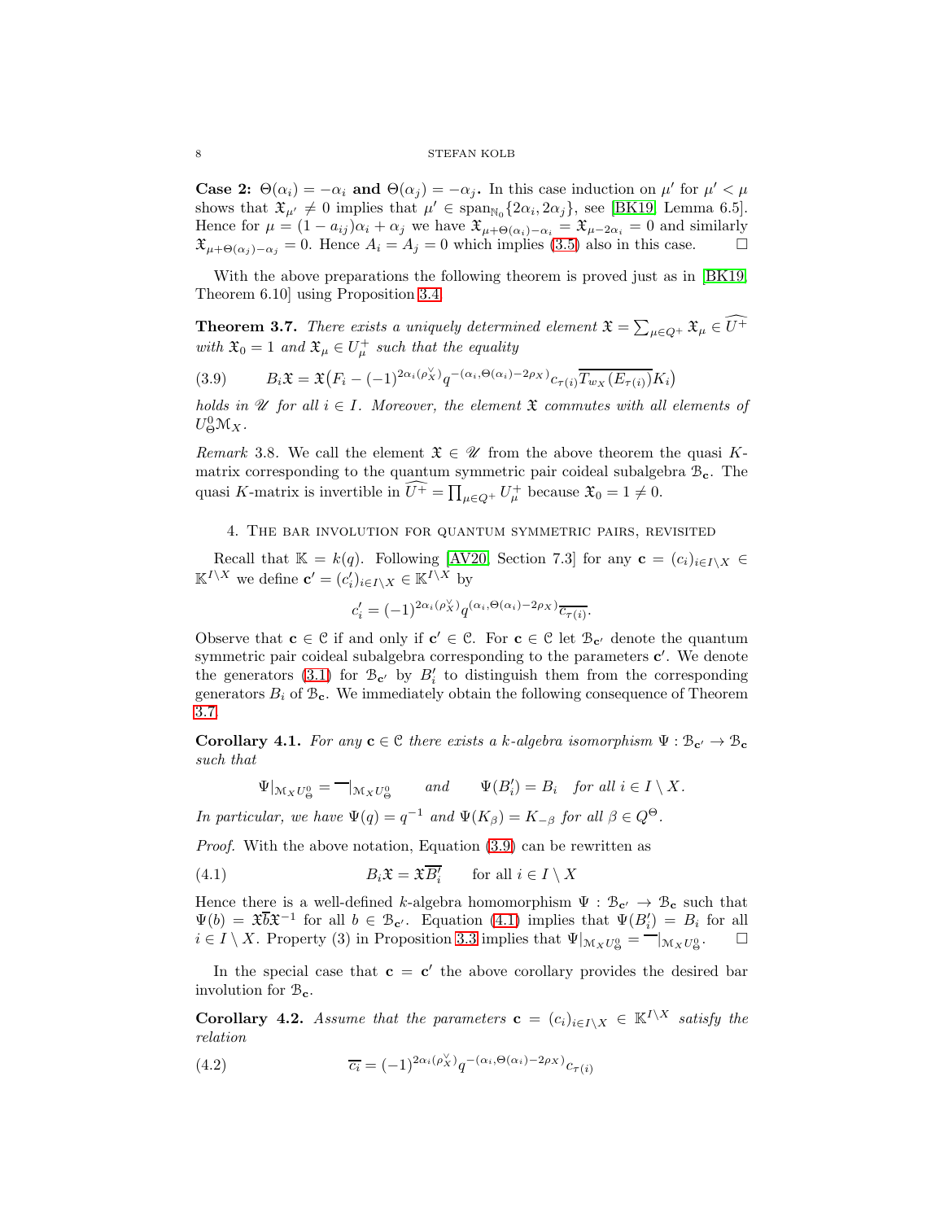**Case 2: $\Theta(\alpha_i) = -\alpha_i$ and $\Theta(\alpha_j) = -\alpha_j$.** In this case induction on $\mu'$ for $\mu' < \mu$ shows that $\mathfrak{X}_{\mu'} \neq 0$ implies that $\mu' \in \mathrm{span}_{\mathbb{N}_0}\{2\alpha_i, 2\alpha_j\}$, see [BK19, Lemma 6.5]. Hence for $\mu = (1 - a_{ij})\alpha_i + \alpha_j$ we have $\mathfrak{X}_{\mu+\Theta(\alpha_i)-\alpha_i} = \mathfrak{X}_{\mu-2\alpha_i} = 0$ and similarly $\mathfrak{X}_{\mu+\Theta(\alpha_j)-\alpha_j} = 0$. Hence $A_i = A_j = 0$ which implies (3.5) also in this case. $\square$

With the above preparations the following theorem is proved just as in [BK19, Theorem 6.10] using Proposition 3.4.

**Theorem 3.7.** *There exists a uniquely determined element $\mathfrak{X} = \sum_{\mu \in Q^+} \mathfrak{X}_\mu \in \widehat{U^+}$ with $\mathfrak{X}_0 = 1$ and $\mathfrak{X}_\mu \in U^+_\mu$ such that the equality*

$$B_i \mathfrak{X} = \mathfrak{X}\big(F_i - (-1)^{2\alpha_i(\rho_X^\vee)} q^{-(\alpha_i, \Theta(\alpha_i) - 2\rho_X)} c_{\tau(i)} \overline{T_{w_X}(E_{\tau(i)})} K_i\big) \tag{3.9}$$

*holds in $\mathscr{U}$ for all $i \in I$. Moreover, the element $\mathfrak{X}$ commutes with all elements of $U^0_\Theta \mathcal{M}_X$.*

*Remark* 3.8. We call the element $\mathfrak{X} \in \mathscr{U}$ from the above theorem the quasi $K$-matrix corresponding to the quantum symmetric pair coideal subalgebra $\mathcal{B}_{\mathbf{c}}$. The quasi $K$-matrix is invertible in $\widehat{U^+} = \prod_{\mu \in Q^+} U^+_\mu$ because $\mathfrak{X}_0 = 1 \neq 0$.

## 4. The bar involution for quantum symmetric pairs, revisited

Recall that $\mathbb{K} = k(q)$. Following [AV20, Section 7.3] for any $\mathbf{c} = (c_i)_{i \in I \setminus X} \in \mathbb{K}^{I \setminus X}$ we define $\mathbf{c}' = (c'_i)_{i \in I \setminus X} \in \mathbb{K}^{I \setminus X}$ by

$$c'_i = (-1)^{2\alpha_i(\rho_X^\vee)} q^{(\alpha_i, \Theta(\alpha_i) - 2\rho_X)} \overline{c_{\tau(i)}}.$$

Observe that $\mathbf{c} \in \mathcal{C}$ if and only if $\mathbf{c}' \in \mathcal{C}$. For $\mathbf{c} \in \mathcal{C}$ let $\mathcal{B}_{\mathbf{c}'}$ denote the quantum symmetric pair coideal subalgebra corresponding to the parameters $\mathbf{c}'$. We denote the generators (3.1) for $\mathcal{B}_{\mathbf{c}'}$ by $B'_i$ to distinguish them from the corresponding generators $B_i$ of $\mathcal{B}_{\mathbf{c}}$. We immediately obtain the following consequence of Theorem 3.7.

**Corollary 4.1.** *For any $\mathbf{c} \in \mathcal{C}$ there exists a $k$-algebra isomorphism $\Psi : \mathcal{B}_{\mathbf{c}'} \to \mathcal{B}_{\mathbf{c}}$ such that*

$$\Psi|_{\mathcal{M}_X U^0_\Theta} = \overline{\phantom{x}}|_{\mathcal{M}_X U^0_\Theta} \qquad \text{and} \qquad \Psi(B'_i) = B_i \quad \text{for all } i \in I \setminus X.$$

*In particular, we have $\Psi(q) = q^{-1}$ and $\Psi(K_\beta) = K_{-\beta}$ for all $\beta \in Q^\Theta$.*

*Proof.* With the above notation, Equation (3.9) can be rewritten as

$$B_i \mathfrak{X} = \mathfrak{X} \overline{B'_i} \qquad \text{for all } i \in I \setminus X \tag{4.1}$$

Hence there is a well-defined $k$-algebra homomorphism $\Psi : \mathcal{B}_{\mathbf{c}'} \to \mathcal{B}_{\mathbf{c}}$ such that $\Psi(b) = \mathfrak{X}\overline{b}\mathfrak{X}^{-1}$ for all $b \in \mathcal{B}_{\mathbf{c}'}$. Equation (4.1) implies that $\Psi(B'_i) = B_i$ for all $i \in I \setminus X$. Property (3) in Proposition 3.3 implies that $\Psi|_{\mathcal{M}_X U^0_\Theta} = \overline{\phantom{x}}|_{\mathcal{M}_X U^0_\Theta}$. $\square$

In the special case that $\mathbf{c} = \mathbf{c}'$ the above corollary provides the desired bar involution for $\mathcal{B}_{\mathbf{c}}$.

**Corollary 4.2.** *Assume that the parameters $\mathbf{c} = (c_i)_{i \in I \setminus X} \in \mathbb{K}^{I \setminus X}$ satisfy the relation*

$$\overline{c_i} = (-1)^{2\alpha_i(\rho_X^\vee)} q^{-(\alpha_i, \Theta(\alpha_i) - 2\rho_X)} c_{\tau(i)} \tag{4.2}$$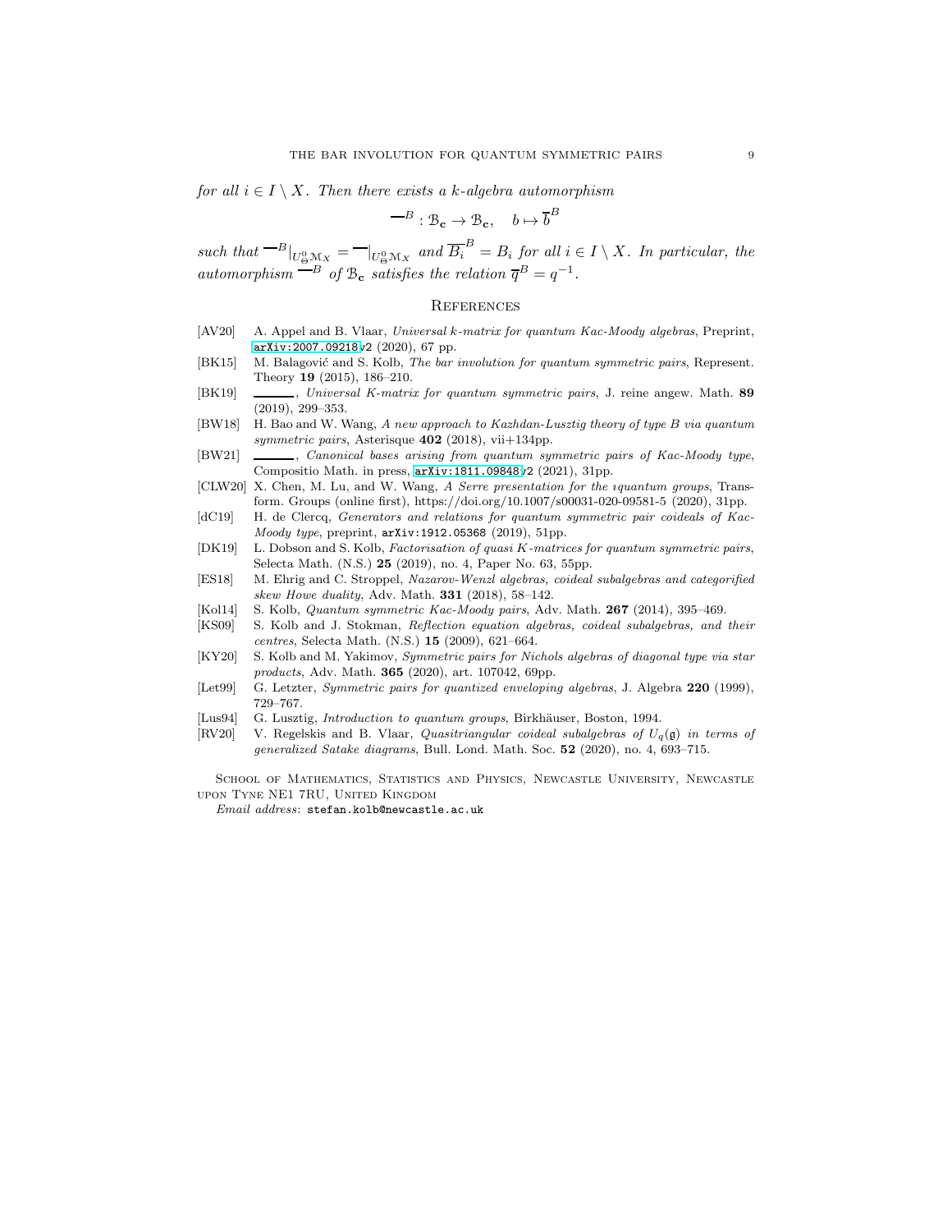*for all $i \in I \setminus X$. Then there exists a $k$-algebra automorphism*

$$\overline{\phantom{x}}^B : \mathcal{B}_{\mathbf{c}} \to \mathcal{B}_{\mathbf{c}}, \quad b \mapsto \overline{b}^B$$

*such that $\overline{\phantom{x}}^B|_{U^0_\Theta \mathcal{M}_X} = \overline{\phantom{x}}|_{U^0_\Theta \mathcal{M}_X}$ and $\overline{B_i}^B = B_i$ for all $i \in I \setminus X$. In particular, the automorphism $\overline{\phantom{x}}^B$ of $\mathcal{B}_{\mathbf{c}}$ satisfies the relation $\overline{q}^B = q^{-1}$.*

## References

[AV20] A. Appel and B. Vlaar, *Universal k-matrix for quantum Kac-Moody algebras*, Preprint, arXiv:2007.09218v2 (2020), 67 pp.

[BK15] M. Balagović and S. Kolb, *The bar involution for quantum symmetric pairs*, Represent. Theory **19** (2015), 186–210.

[BK19] ______, *Universal K-matrix for quantum symmetric pairs*, J. reine angew. Math. **89** (2019), 299–353.

[BW18] H. Bao and W. Wang, *A new approach to Kazhdan-Lusztig theory of type B via quantum symmetric pairs*, Asterisque **402** (2018), vii+134pp.

[BW21] ______, *Canonical bases arising from quantum symmetric pairs of Kac-Moody type*, Compositio Math. in press, arXiv:1811.09848v2 (2021), 31pp.

[CLW20] X. Chen, M. Lu, and W. Wang, *A Serre presentation for the ıquantum groups*, Transform. Groups (online first), https://doi.org/10.1007/s00031-020-09581-5 (2020), 31pp.

[dC19] H. de Clercq, *Generators and relations for quantum symmetric pair coideals of Kac-Moody type*, preprint, arXiv:1912.05368 (2019), 51pp.

[DK19] L. Dobson and S. Kolb, *Factorisation of quasi K-matrices for quantum symmetric pairs*, Selecta Math. (N.S.) **25** (2019), no. 4, Paper No. 63, 55pp.

[ES18] M. Ehrig and C. Stroppel, *Nazarov-Wenzl algebras, coideal subalgebras and categorified skew Howe duality*, Adv. Math. **331** (2018), 58–142.

[Kol14] S. Kolb, *Quantum symmetric Kac-Moody pairs*, Adv. Math. **267** (2014), 395–469.

[KS09] S. Kolb and J. Stokman, *Reflection equation algebras, coideal subalgebras, and their centres*, Selecta Math. (N.S.) **15** (2009), 621–664.

[KY20] S. Kolb and M. Yakimov, *Symmetric pairs for Nichols algebras of diagonal type via star products*, Adv. Math. **365** (2020), art. 107042, 69pp.

[Let99] G. Letzter, *Symmetric pairs for quantized enveloping algebras*, J. Algebra **220** (1999), 729–767.

[Lus94] G. Lusztig, *Introduction to quantum groups*, Birkhäuser, Boston, 1994.

[RV20] V. Regelskis and B. Vlaar, *Quasitriangular coideal subalgebras of $U_q(\mathfrak{g})$ in terms of generalized Satake diagrams*, Bull. Lond. Math. Soc. **52** (2020), no. 4, 693–715.

School of Mathematics, Statistics and Physics, Newcastle University, Newcastle upon Tyne NE1 7RU, United Kingdom

*Email address*: stefan.kolb@newcastle.ac.uk